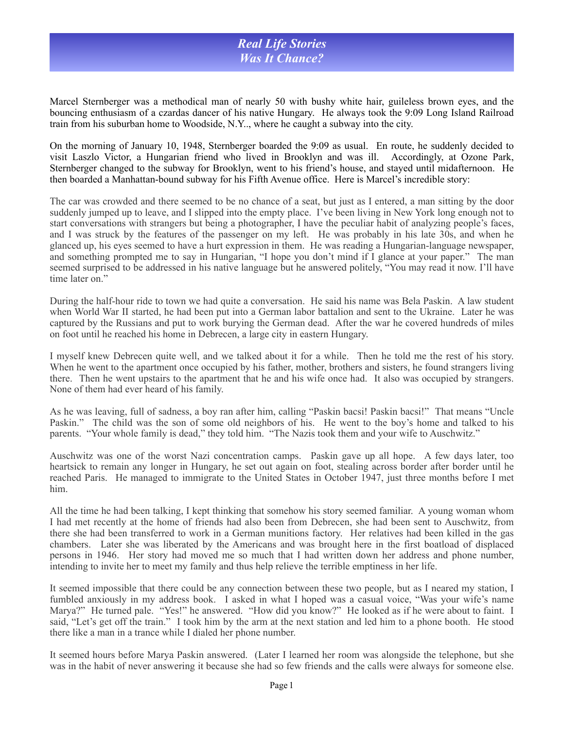# *Real Life Stories*
## *Was It Chance?*

Marcel Sternberger was a methodical man of nearly 50 with bushy white hair, guileless brown eyes, and the bouncing enthusiasm of a czardas dancer of his native Hungary. He always took the 9:09 Long Island Railroad train from his suburban home to Woodside, N.Y.., where he caught a subway into the city.

On the morning of January 10, 1948, Sternberger boarded the 9:09 as usual. En route, he suddenly decided to visit Laszlo Victor, a Hungarian friend who lived in Brooklyn and was ill. Accordingly, at Ozone Park, Sternberger changed to the subway for Brooklyn, went to his friend's house, and stayed until midafternoon. He then boarded a Manhattan-bound subway for his Fifth Avenue office. Here is Marcel's incredible story:

The car was crowded and there seemed to be no chance of a seat, but just as I entered, a man sitting by the door suddenly jumped up to leave, and I slipped into the empty place. I've been living in New York long enough not to start conversations with strangers but being a photographer, I have the peculiar habit of analyzing people's faces, and I was struck by the features of the passenger on my left. He was probably in his late 30s, and when he glanced up, his eyes seemed to have a hurt expression in them. He was reading a Hungarian-language newspaper, and something prompted me to say in Hungarian, "I hope you don't mind if I glance at your paper." The man seemed surprised to be addressed in his native language but he answered politely, "You may read it now. I'll have time later on."

During the half-hour ride to town we had quite a conversation. He said his name was Bela Paskin. A law student when World War II started, he had been put into a German labor battalion and sent to the Ukraine. Later he was captured by the Russians and put to work burying the German dead. After the war he covered hundreds of miles on foot until he reached his home in Debrecen, a large city in eastern Hungary.

I myself knew Debrecen quite well, and we talked about it for a while. Then he told me the rest of his story. When he went to the apartment once occupied by his father, mother, brothers and sisters, he found strangers living there. Then he went upstairs to the apartment that he and his wife once had. It also was occupied by strangers. None of them had ever heard of his family.

As he was leaving, full of sadness, a boy ran after him, calling "Paskin bacsi! Paskin bacsi!" That means "Uncle Paskin." The child was the son of some old neighbors of his. He went to the boy's home and talked to his parents. "Your whole family is dead," they told him. "The Nazis took them and your wife to Auschwitz."

Auschwitz was one of the worst Nazi concentration camps. Paskin gave up all hope. A few days later, too heartsick to remain any longer in Hungary, he set out again on foot, stealing across border after border until he reached Paris. He managed to immigrate to the United States in October 1947, just three months before I met him.

All the time he had been talking, I kept thinking that somehow his story seemed familiar. A young woman whom I had met recently at the home of friends had also been from Debrecen, she had been sent to Auschwitz, from there she had been transferred to work in a German munitions factory. Her relatives had been killed in the gas chambers. Later she was liberated by the Americans and was brought here in the first boatload of displaced persons in 1946. Her story had moved me so much that I had written down her address and phone number, intending to invite her to meet my family and thus help relieve the terrible emptiness in her life.

It seemed impossible that there could be any connection between these two people, but as I neared my station, I fumbled anxiously in my address book. I asked in what I hoped was a casual voice, "Was your wife's name Marya?" He turned pale. "Yes!" he answered. "How did you know?" He looked as if he were about to faint. I said, "Let's get off the train." I took him by the arm at the next station and led him to a phone booth. He stood there like a man in a trance while I dialed her phone number.

It seemed hours before Marya Paskin answered. (Later I learned her room was alongside the telephone, but she was in the habit of never answering it because she had so few friends and the calls were always for someone else.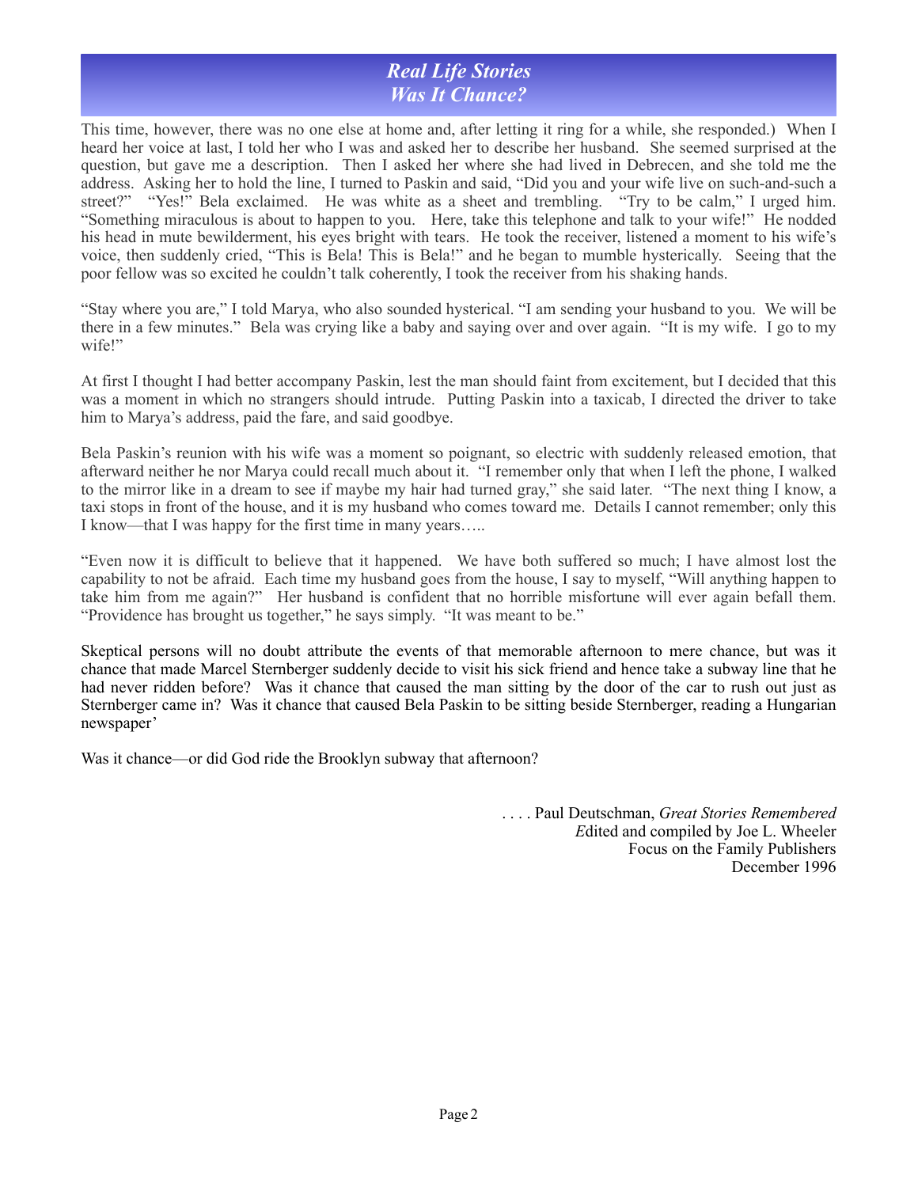## *Real Life Stories*
## *Was It Chance?*

This time, however, there was no one else at home and, after letting it ring for a while, she responded.) When I heard her voice at last, I told her who I was and asked her to describe her husband. She seemed surprised at the question, but gave me a description. Then I asked her where she had lived in Debrecen, and she told me the address. Asking her to hold the line, I turned to Paskin and said, "Did you and your wife live on such-and-such a street?" "Yes!" Bela exclaimed. He was white as a sheet and trembling. "Try to be calm," I urged him. "Something miraculous is about to happen to you. Here, take this telephone and talk to your wife!" He nodded his head in mute bewilderment, his eyes bright with tears. He took the receiver, listened a moment to his wife's voice, then suddenly cried, "This is Bela! This is Bela!" and he began to mumble hysterically. Seeing that the poor fellow was so excited he couldn't talk coherently, I took the receiver from his shaking hands.

"Stay where you are," I told Marya, who also sounded hysterical. "I am sending your husband to you. We will be there in a few minutes." Bela was crying like a baby and saying over and over again. "It is my wife. I go to my wife!"

At first I thought I had better accompany Paskin, lest the man should faint from excitement, but I decided that this was a moment in which no strangers should intrude. Putting Paskin into a taxicab, I directed the driver to take him to Marya's address, paid the fare, and said goodbye.

Bela Paskin's reunion with his wife was a moment so poignant, so electric with suddenly released emotion, that afterward neither he nor Marya could recall much about it. "I remember only that when I left the phone, I walked to the mirror like in a dream to see if maybe my hair had turned gray," she said later. "The next thing I know, a taxi stops in front of the house, and it is my husband who comes toward me. Details I cannot remember; only this I know—that I was happy for the first time in many years…..

"Even now it is difficult to believe that it happened. We have both suffered so much; I have almost lost the capability to not be afraid. Each time my husband goes from the house, I say to myself, "Will anything happen to take him from me again?" Her husband is confident that no horrible misfortune will ever again befall them. "Providence has brought us together," he says simply. "It was meant to be."

Skeptical persons will no doubt attribute the events of that memorable afternoon to mere chance, but was it chance that made Marcel Sternberger suddenly decide to visit his sick friend and hence take a subway line that he had never ridden before? Was it chance that caused the man sitting by the door of the car to rush out just as Sternberger came in? Was it chance that caused Bela Paskin to be sitting beside Sternberger, reading a Hungarian newspaper'

Was it chance—or did God ride the Brooklyn subway that afternoon?

. . . . Paul Deutschman, *Great Stories Remembered*
*E*dited and compiled by Joe L. Wheeler
Focus on the Family Publishers
December 1996